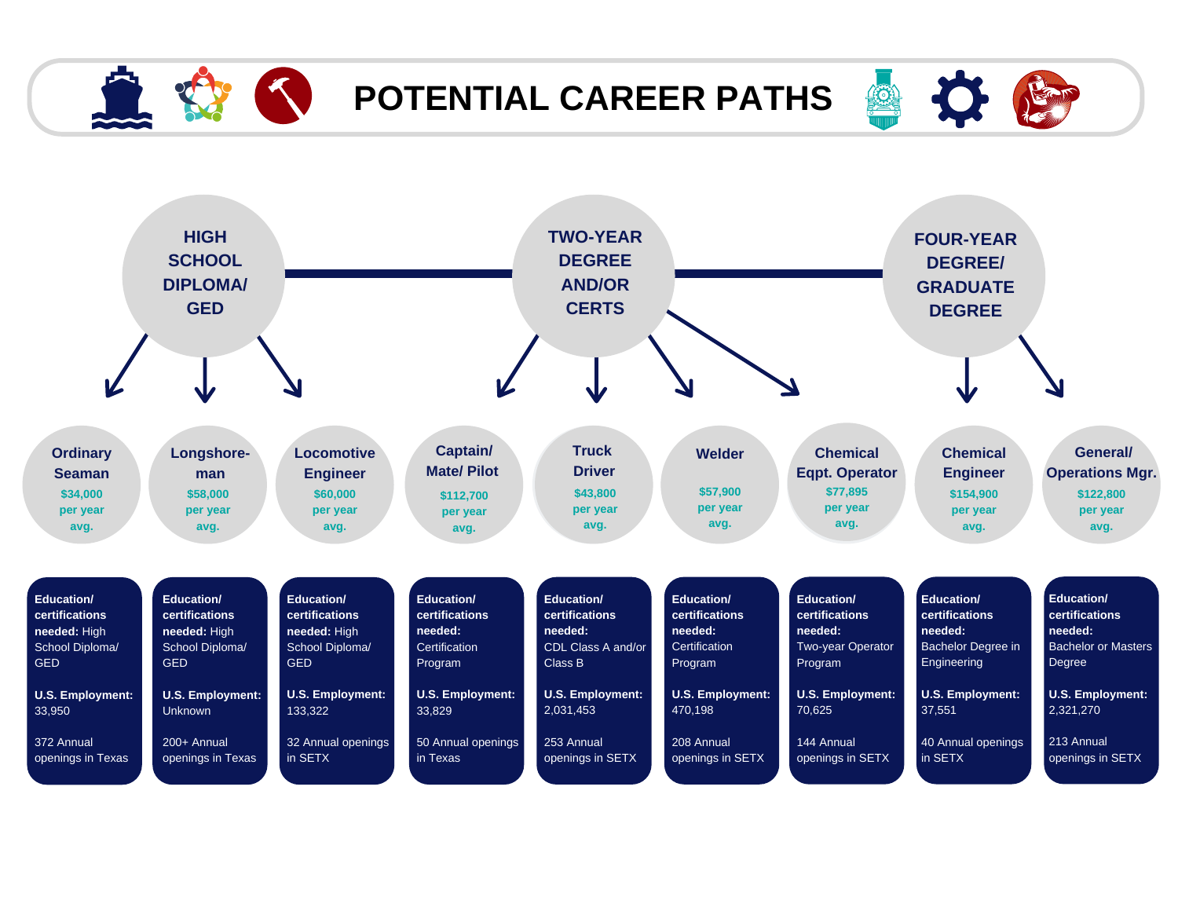# POTENTIAL CAREER PATHS

## HIGH SCHOOL DIPLOMA/ GED

### Ordinary Seaman
$34,000 per year avg.

**Education/ certifications needed:** High School Diploma/ GED

**U.S. Employment:** 33,950

372 Annual openings in Texas

### Longshore-man
$58,000 per year avg.

**Education/ certifications needed:** High School Diploma/ GED

**U.S. Employment:** Unknown

200+ Annual openings in Texas

### Locomotive Engineer
$60,000 per year avg.

**Education/ certifications needed:** High School Diploma/ GED

**U.S. Employment:** 133,322

32 Annual openings in SETX

## TWO-YEAR DEGREE AND/OR CERTS

### Captain/ Mate/ Pilot
$112,700 per year avg.

**Education/ certifications needed:** Certification Program

**U.S. Employment:** 33,829

50 Annual openings in Texas

### Truck Driver
$43,800 per year avg.

**Education/ certifications needed:** CDL Class A and/or Class B

**U.S. Employment:** 2,031,453

253 Annual openings in SETX

### Welder
$57,900 per year avg.

**Education/ certifications needed:** Certification Program

**U.S. Employment:** 470,198

208 Annual openings in SETX

### Chemical Eqpt. Operator
$77,895 per year avg.

**Education/ certifications needed:** Two-year Operator Program

**U.S. Employment:** 70,625

144 Annual openings in SETX

## FOUR-YEAR DEGREE/ GRADUATE DEGREE

### Chemical Engineer
$154,900 per year avg.

**Education/ certifications needed:** Bachelor Degree in Engineering

**U.S. Employment:** 37,551

40 Annual openings in SETX

### General/ Operations Mgr.
$122,800 per year avg.

**Education/ certifications needed:** Bachelor or Masters Degree

**U.S. Employment:** 2,321,270

213 Annual openings in SETX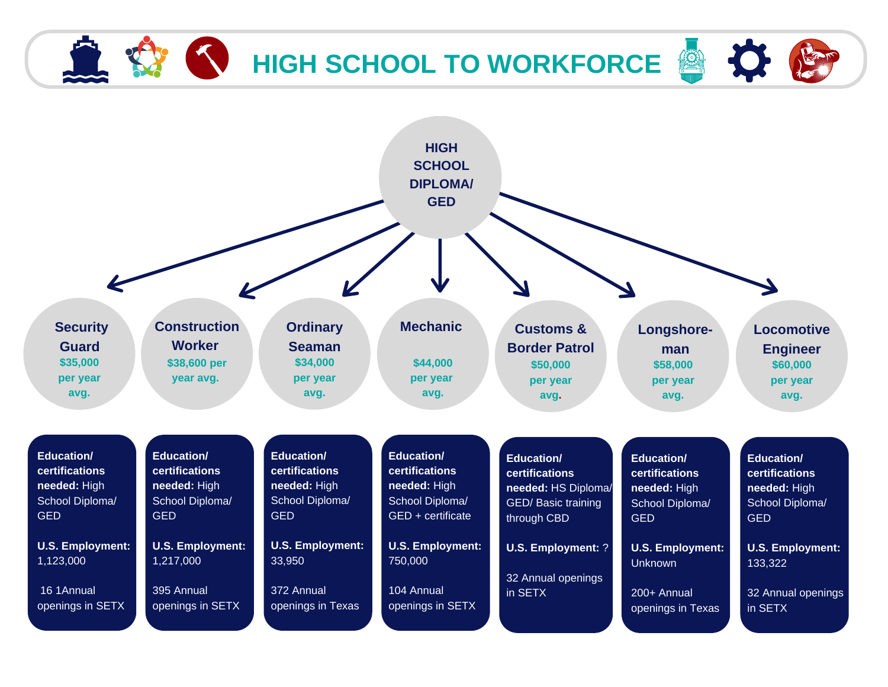# HIGH SCHOOL TO WORKFORCE

**HIGH SCHOOL DIPLOMA/ GED**

| Career | Salary | Education/ certifications needed | U.S. Employment | Annual openings |
|---|---|---|---|---|
| **Security Guard** | $35,000 per year avg. | High School Diploma/ GED | 1,123,000 | 16 1Annual openings in SETX |
| **Construction Worker** | $38,600 per year avg. | High School Diploma/ GED | 1,217,000 | 395 Annual openings in SETX |
| **Ordinary Seaman** | $34,000 per year avg. | High School Diploma/ GED | 33,950 | 372 Annual openings in Texas |
| **Mechanic** | $44,000 per year avg. | High School Diploma/ GED + certificate | 750,000 | 104 Annual openings in SETX |
| **Customs & Border Patrol** | $50,000 per year avg. | HS Diploma/ GED/ Basic training through CBD | ? | 32 Annual openings in SETX |
| **Longshore-man** | $58,000 per year avg. | High School Diploma/ GED | Unknown | 200+ Annual openings in Texas |
| **Locomotive Engineer** | $60,000 per year avg. | High School Diploma/ GED | 133,322 | 32 Annual openings in SETX |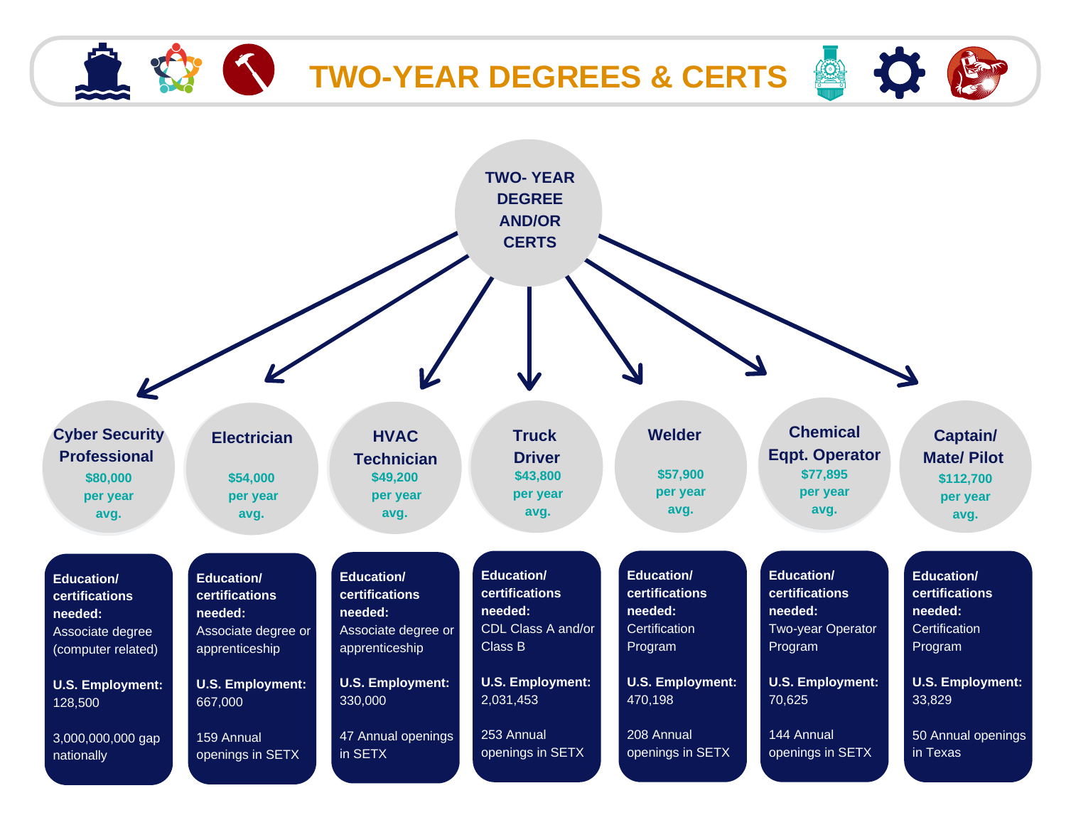# TWO-YEAR DEGREES & CERTS

## TWO- YEAR DEGREE AND/OR CERTS

### Cyber Security Professional
**$80,000 per year avg.**

**Education/ certifications needed:** Associate degree (computer related)

**U.S. Employment:** 128,500

3,000,000,000 gap nationally

### Electrician
**$54,000 per year avg.**

**Education/ certifications needed:** Associate degree or apprenticeship

**U.S. Employment:** 667,000

159 Annual openings in SETX

### HVAC Technician
**$49,200 per year avg.**

**Education/ certifications needed:** Associate degree or apprenticeship

**U.S. Employment:** 330,000

47 Annual openings in SETX

### Truck Driver
**$43,800 per year avg.**

**Education/ certifications needed:** CDL Class A and/or Class B

**U.S. Employment:** 2,031,453

253 Annual openings in SETX

### Welder
**$57,900 per year avg.**

**Education/ certifications needed:** Certification Program

**U.S. Employment:** 470,198

208 Annual openings in SETX

### Chemical Eqpt. Operator
**$77,895 per year avg.**

**Education/ certifications needed:** Two-year Operator Program

**U.S. Employment:** 70,625

144 Annual openings in SETX

### Captain/ Mate/ Pilot
**$112,700 per year avg.**

**Education/ certifications needed:** Certification Program

**U.S. Employment:** 33,829

50 Annual openings in Texas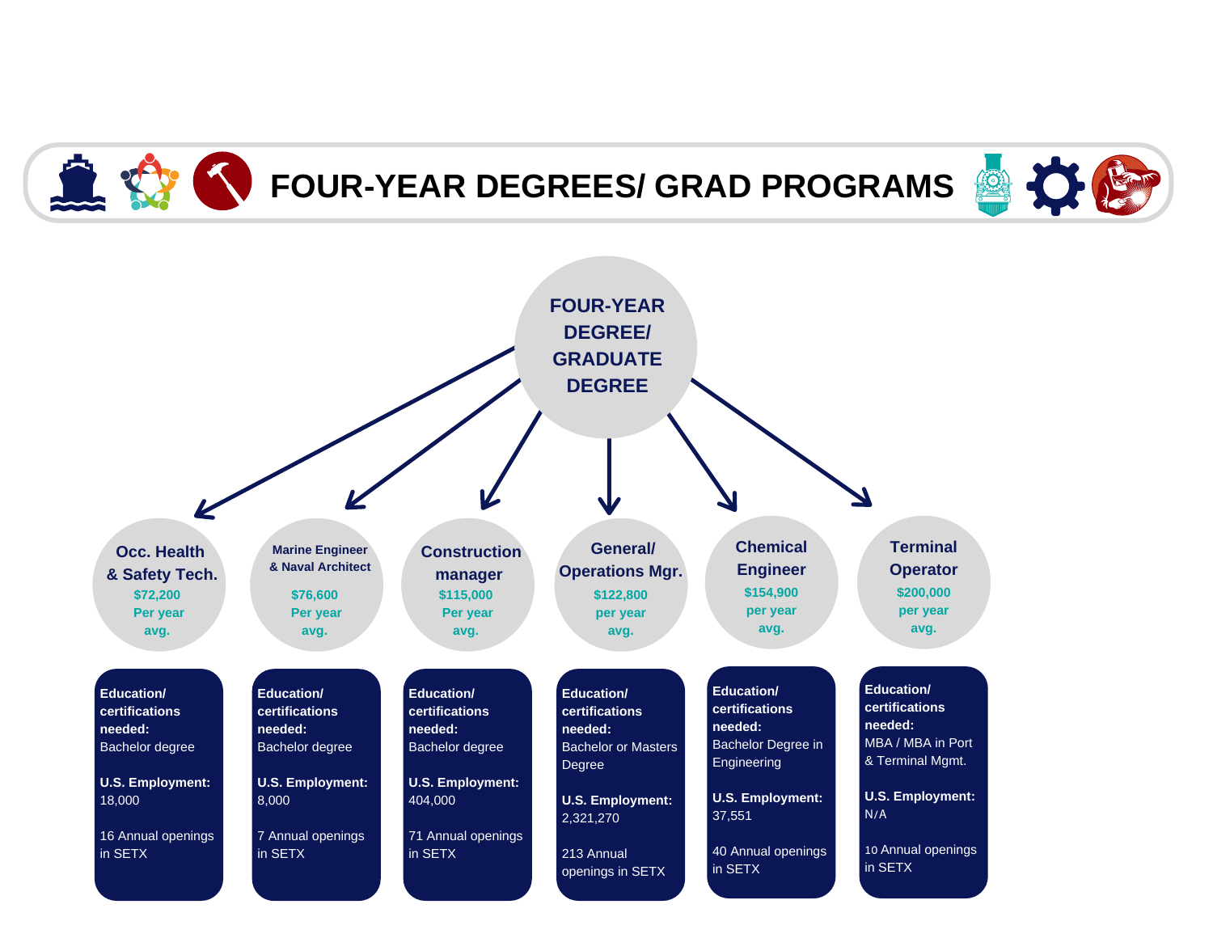# FOUR-YEAR DEGREES/ GRAD PROGRAMS

## FOUR-YEAR DEGREE/ GRADUATE DEGREE

### Occ. Health & Safety Tech.

$72,200 Per year avg.

**Education/ certifications needed:** Bachelor degree

**U.S. Employment:** 18,000

16 Annual openings in SETX

### Marine Engineer & Naval Architect

$76,600 Per year avg.

**Education/ certifications needed:** Bachelor degree

**U.S. Employment:** 8,000

7 Annual openings in SETX

### Construction manager

$115,000 Per year avg.

**Education/ certifications needed:** Bachelor degree

**U.S. Employment:** 404,000

71 Annual openings in SETX

### General/ Operations Mgr.

$122,800 per year avg.

**Education/ certifications needed:** Bachelor or Masters Degree

**U.S. Employment:** 2,321,270

213 Annual openings in SETX

### Chemical Engineer

$154,900 per year avg.

**Education/ certifications needed:** Bachelor Degree in Engineering

**U.S. Employment:** 37,551

40 Annual openings in SETX

### Terminal Operator

$200,000 per year avg.

**Education/ certifications needed:** MBA / MBA in Port & Terminal Mgmt.

**U.S. Employment:** N/A

10 Annual openings in SETX